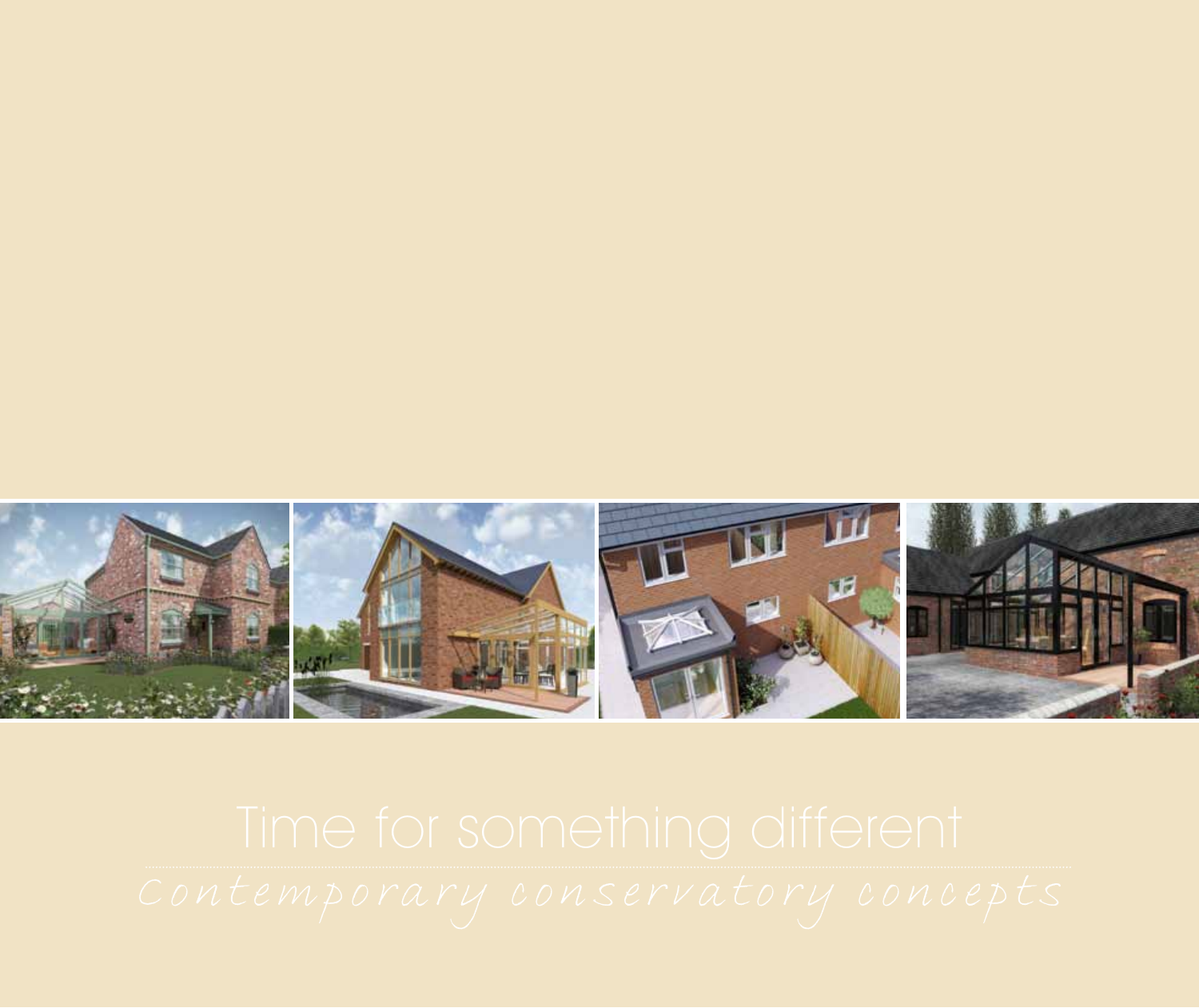# Time for something different

*Contemporary conservatory concepts*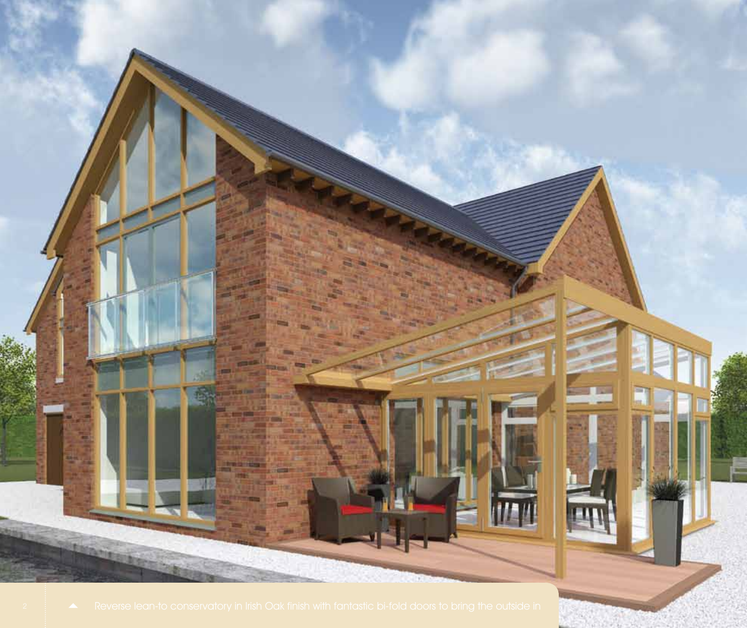▲ Reverse lean-to conservatory in Irish Oak finish with fantastic bi-fold doors to bring the outside in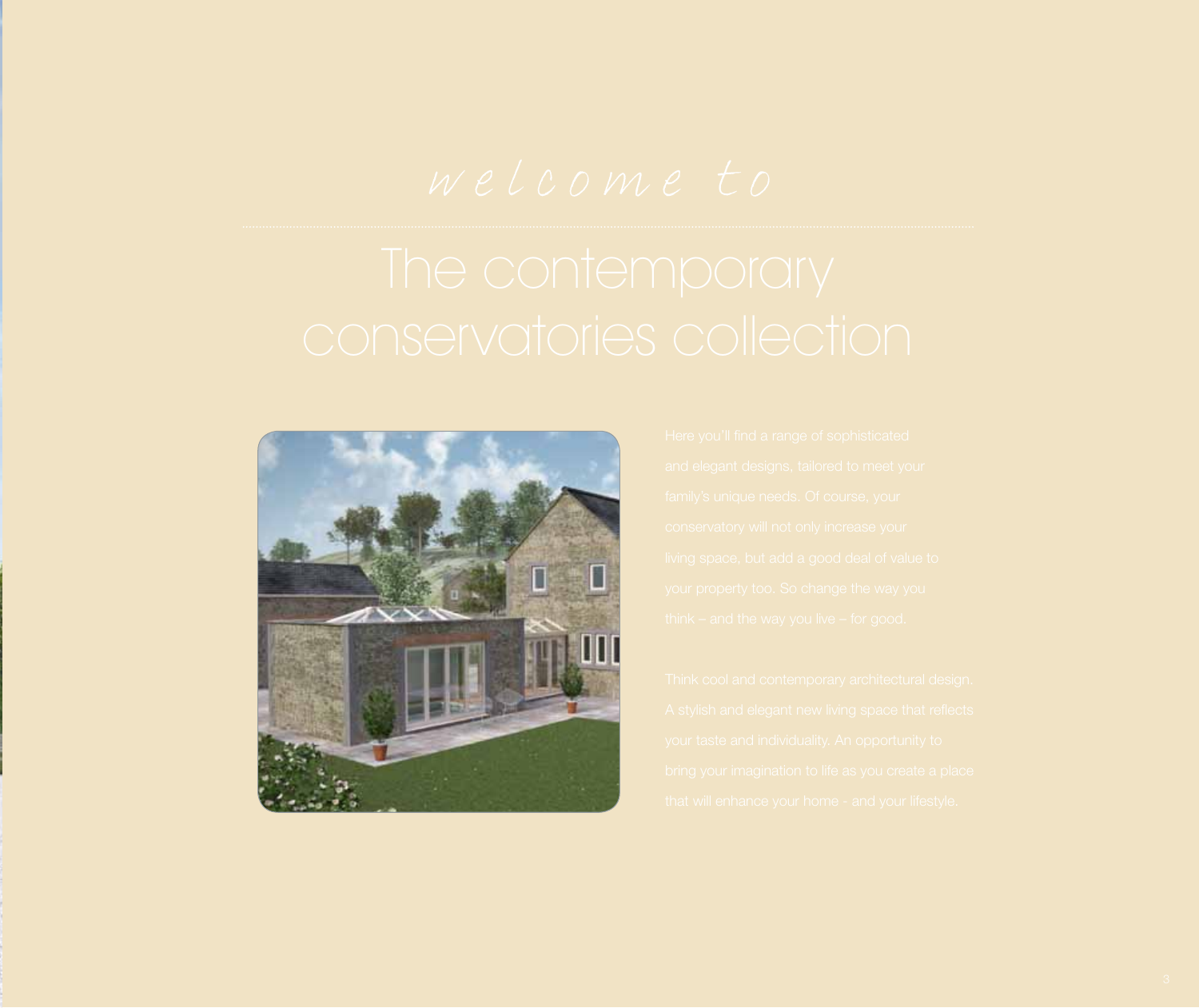*welcome to*

# The contemporary conservatories collection

Here you'll find a range of sophisticated and elegant designs, tailored to meet your family's unique needs. Of course, your conservatory will not only increase your living space, but add a good deal of value to your property too. So change the way you think – and the way you live – for good.

Think cool and contemporary architectural design. A stylish and elegant new living space that reflects your taste and individuality. An opportunity to bring your imagination to life as you create a place that will enhance your home - and your lifestyle.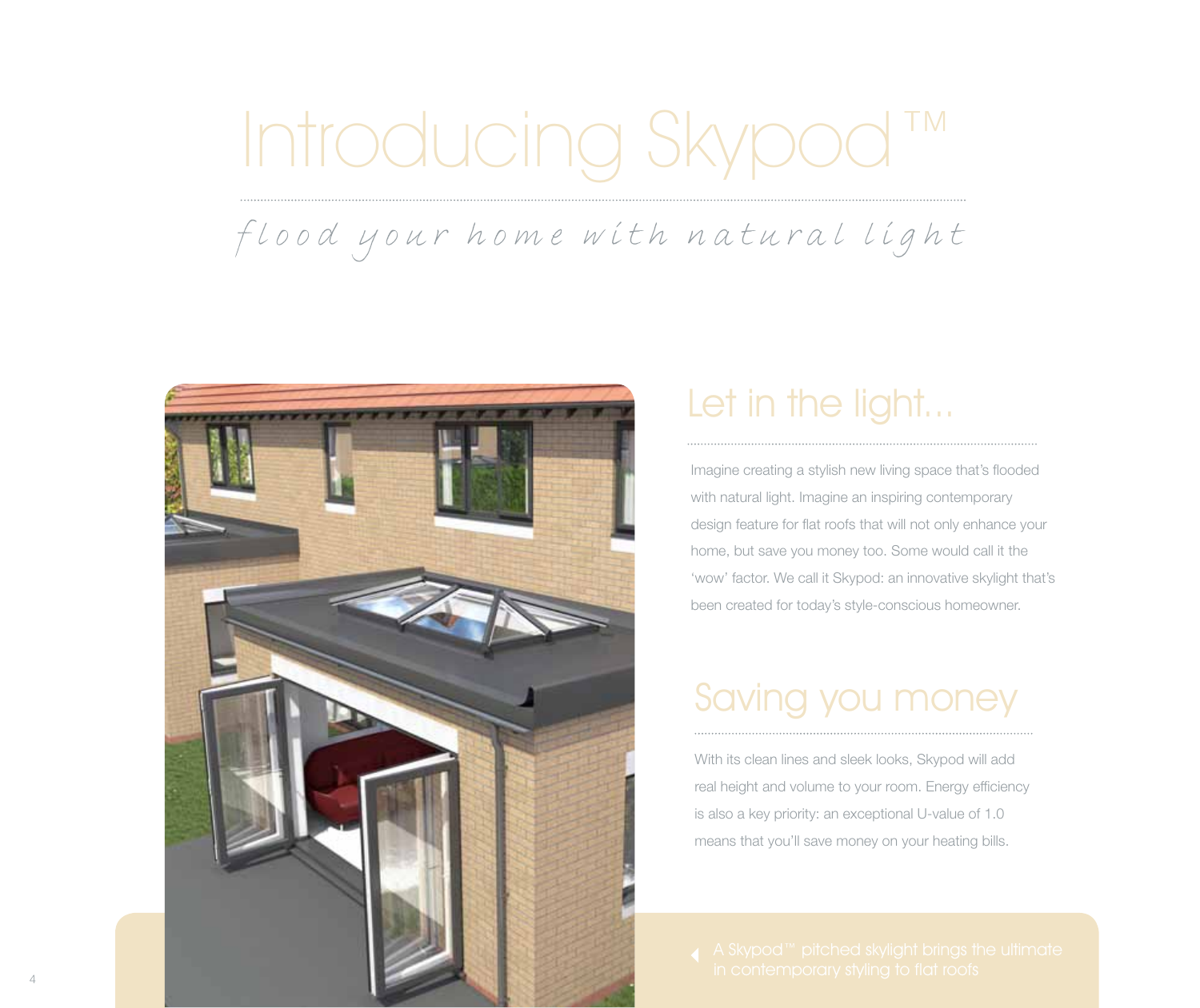# Introducing Skypod™

*flood your home with natural light*

## Let in the light...

Imagine creating a stylish new living space that's flooded with natural light. Imagine an inspiring contemporary design feature for flat roofs that will not only enhance your home, but save you money too. Some would call it the 'wow' factor. We call it Skypod: an innovative skylight that's been created for today's style-conscious homeowner.

## Saving you money

With its clean lines and sleek looks, Skypod will add real height and volume to your room. Energy efficiency is also a key priority: an exceptional U-value of 1.0 means that you'll save money on your heating bills.

A Skypod™ pitched skylight brings the ultimate in contemporary styling to flat roofs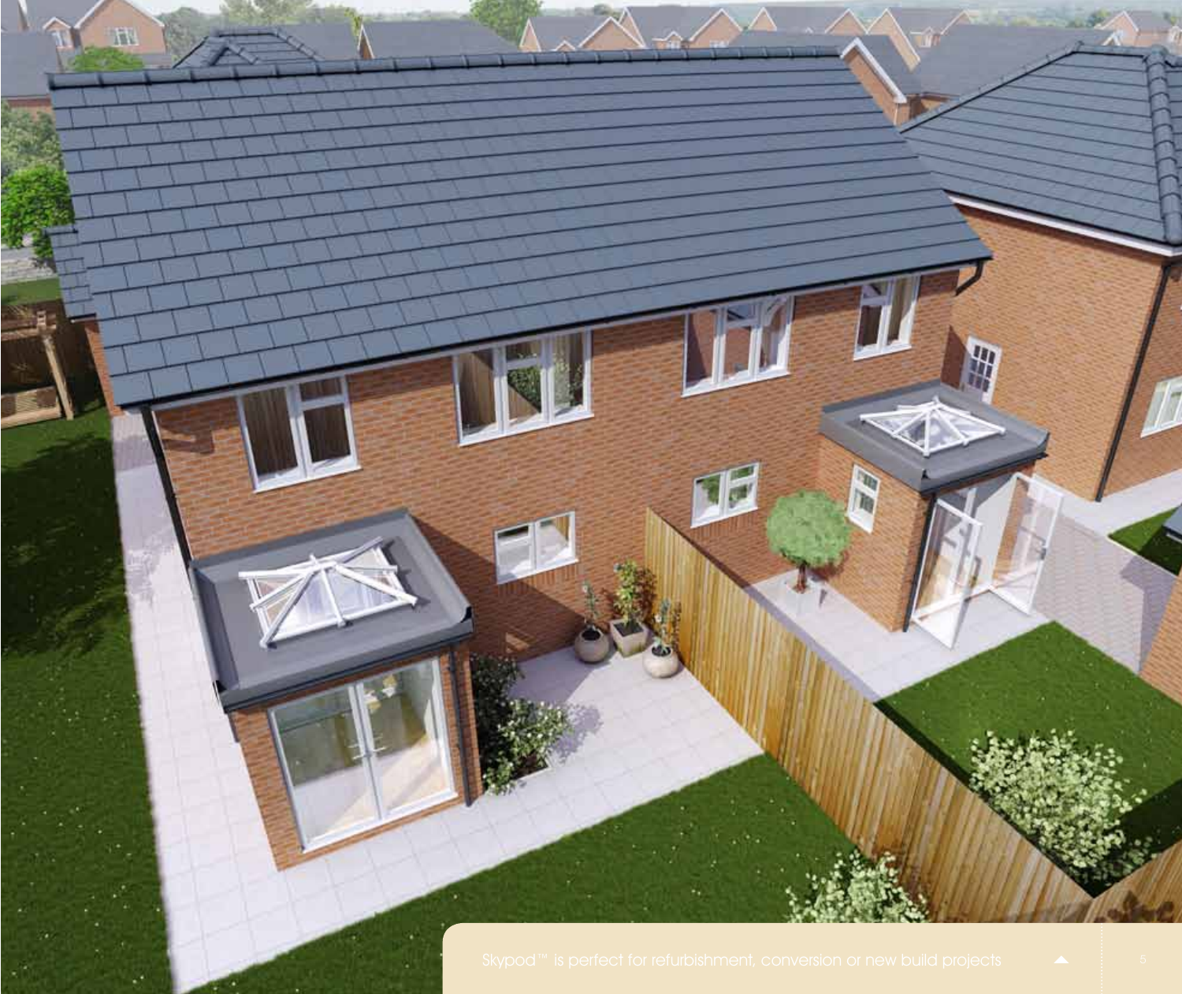Skypod™ is perfect for refurbishment, conversion or new build projects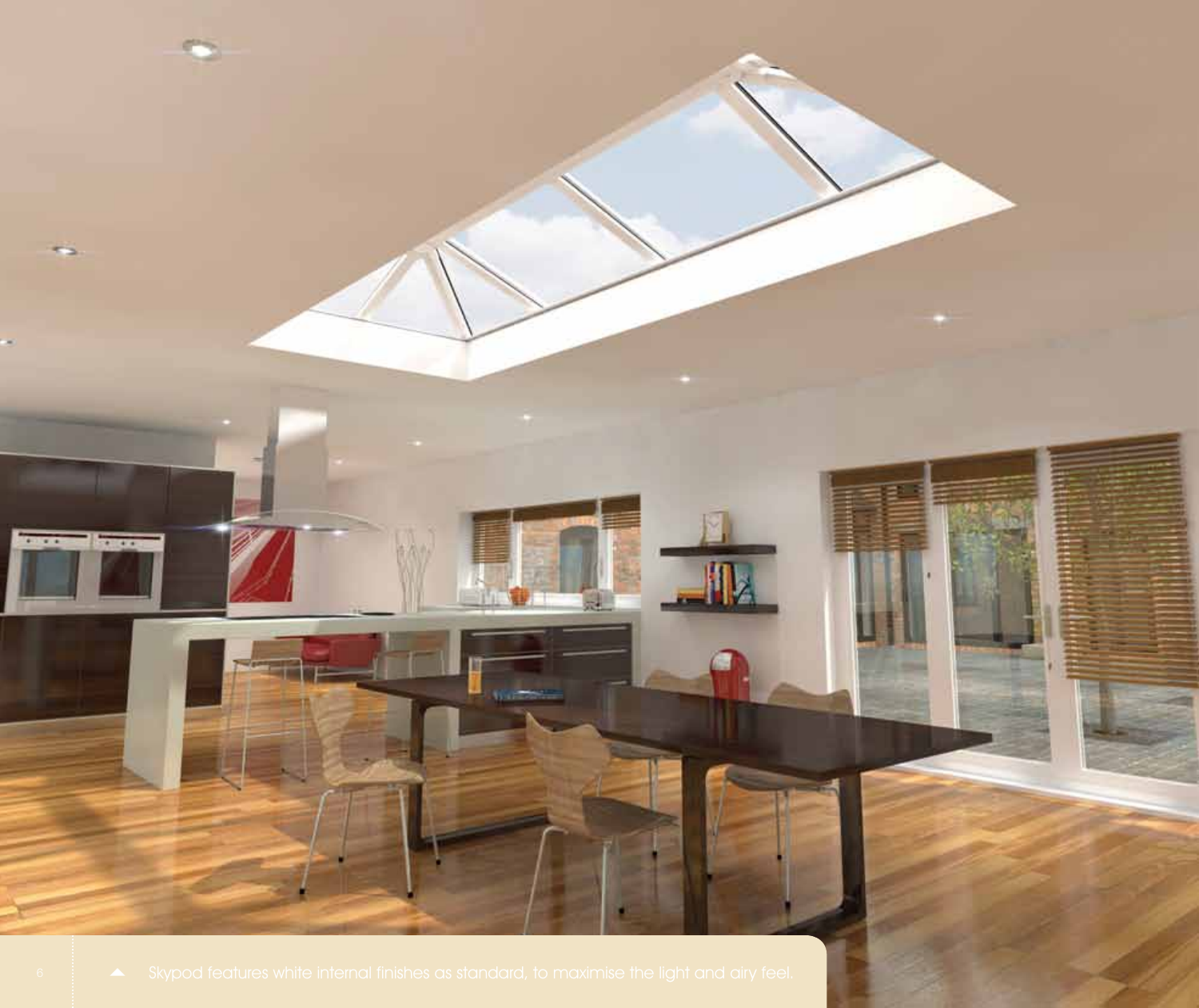▲ Skypod features white internal finishes as standard, to maximise the light and airy feel.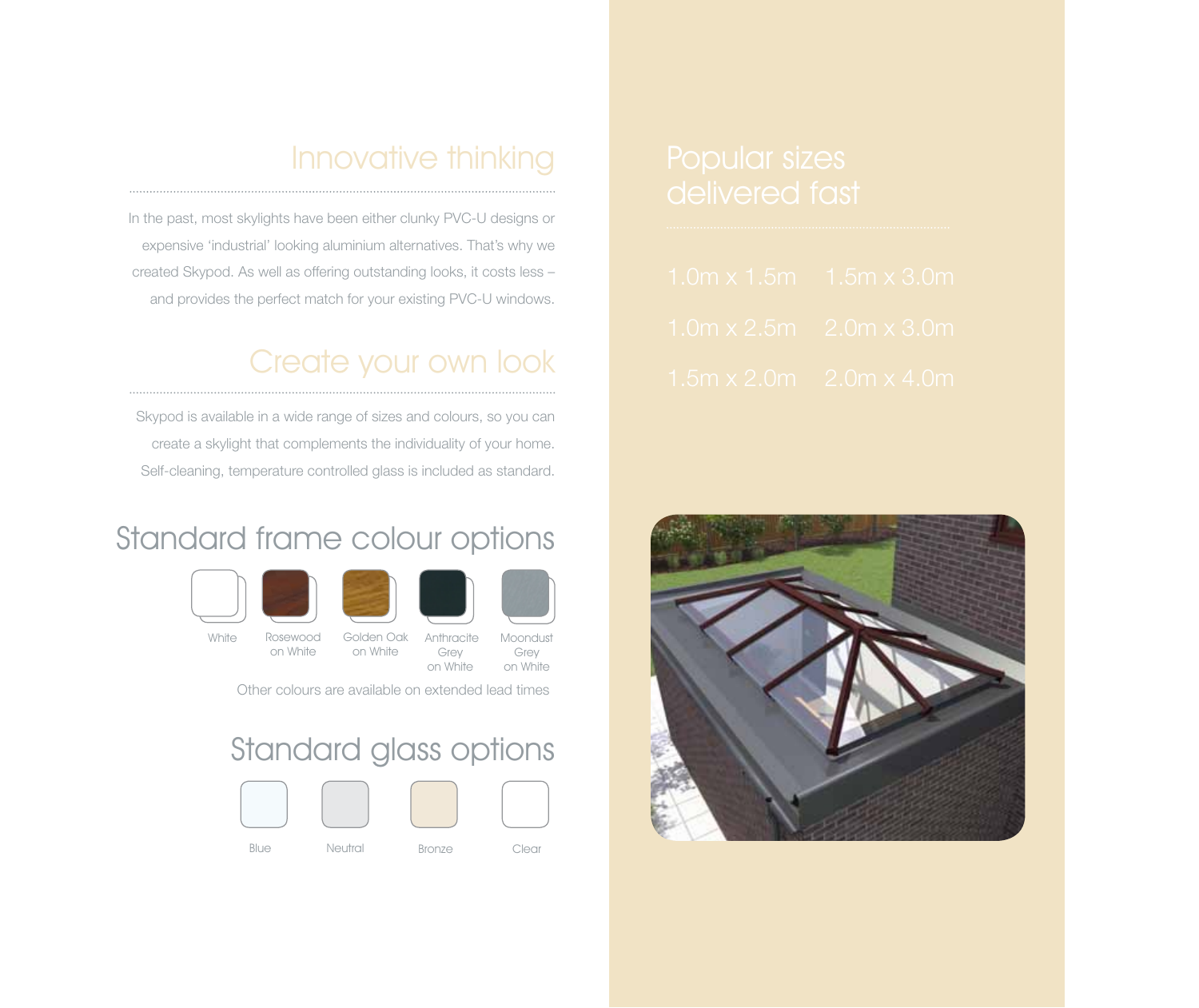## Innovative thinking

In the past, most skylights have been either clunky PVC-U designs or expensive 'industrial' looking aluminium alternatives. That's why we created Skypod. As well as offering outstanding looks, it costs less – and provides the perfect match for your existing PVC-U windows.

## Create your own look

Skypod is available in a wide range of sizes and colours, so you can create a skylight that complements the individuality of your home. Self-cleaning, temperature controlled glass is included as standard.

## Standard frame colour options

- White
- Rosewood on White
- Golden Oak on White
- Anthracite Grey on White
- Moondust Grey on White

Other colours are available on extended lead times

## Standard glass options

- Blue
- Neutral
- Bronze
- Clear

## Popular sizes delivered fast

| | |
|---|---|
| 1.0m x 1.5m | 1.5m x 3.0m |
| 1.0m x 2.5m | 2.0m x 3.0m |
| 1.5m x 2.0m | 2.0m x 4.0m |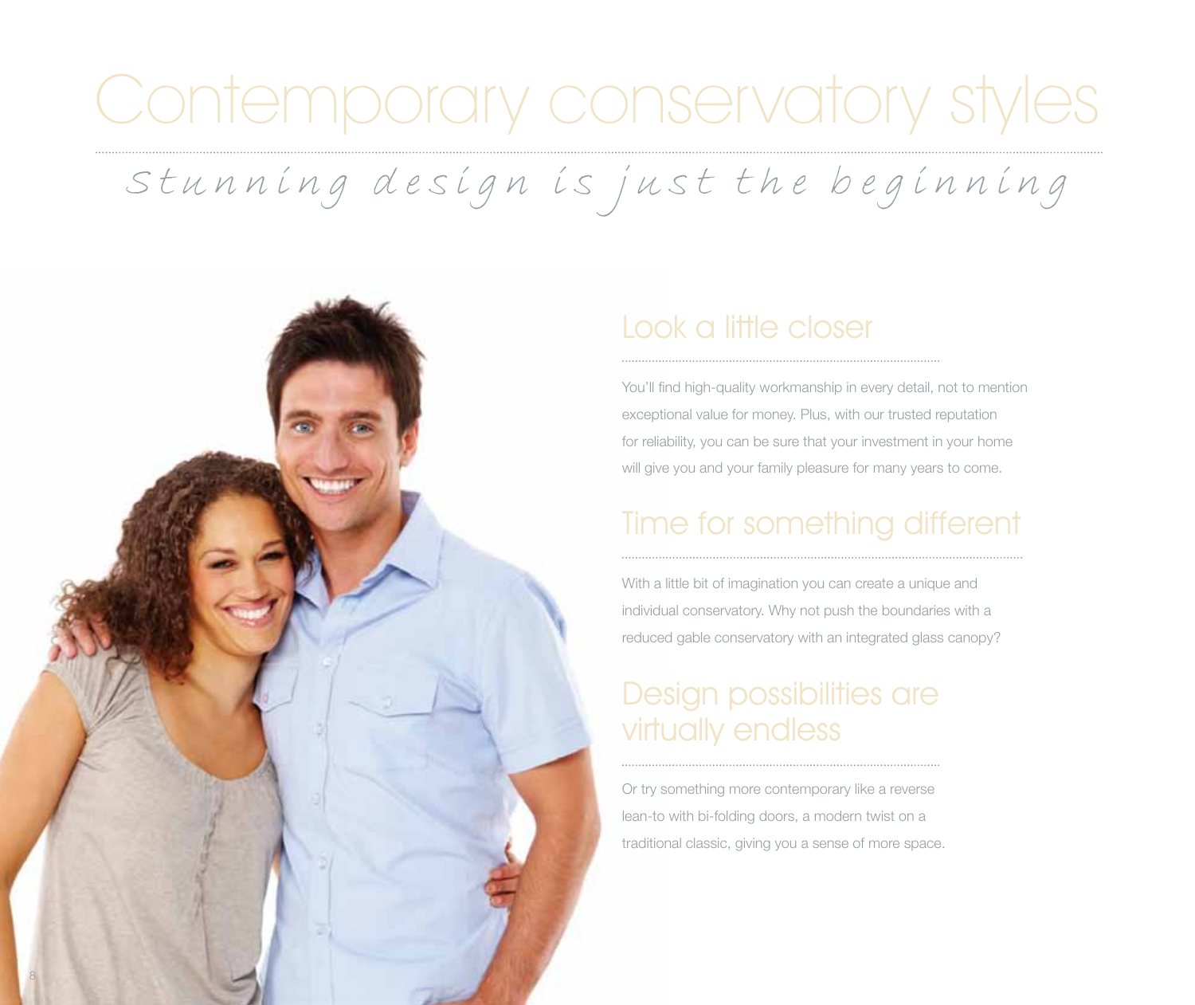# Contemporary conservatory styles

*Stunning design is just the beginning*

## Look a little closer

You'll find high-quality workmanship in every detail, not to mention exceptional value for money. Plus, with our trusted reputation for reliability, you can be sure that your investment in your home will give you and your family pleasure for many years to come.

## Time for something different

With a little bit of imagination you can create a unique and individual conservatory. Why not push the boundaries with a reduced gable conservatory with an integrated glass canopy?

## Design possibilities are virtually endless

Or try something more contemporary like a reverse lean-to with bi-folding doors, a modern twist on a traditional classic, giving you a sense of more space.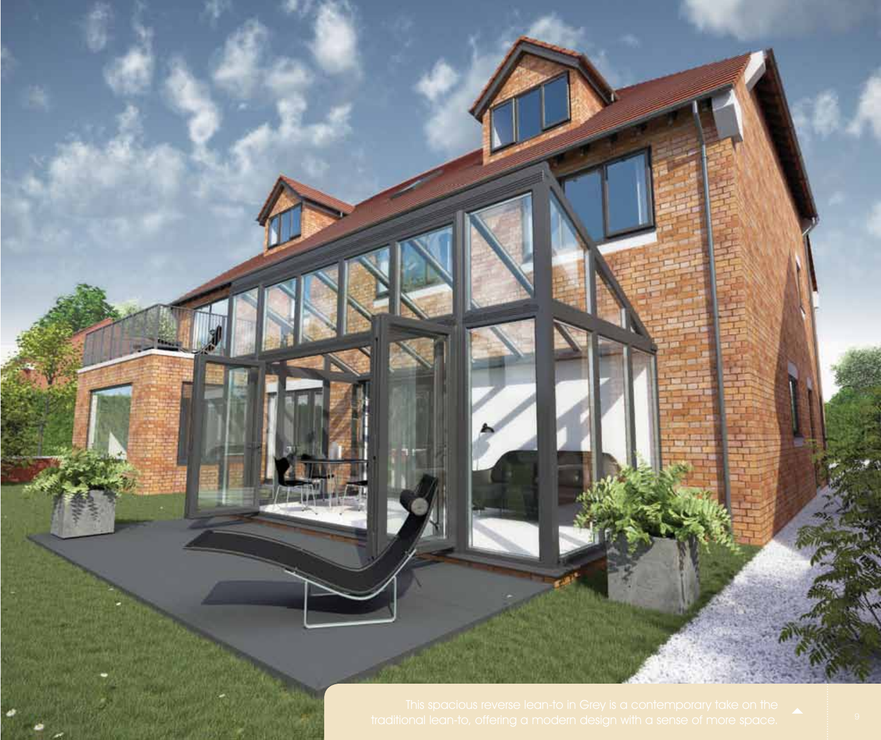This spacious reverse lean-to in Grey is a contemporary take on the traditional lean-to, offering a modern design with a sense of more space.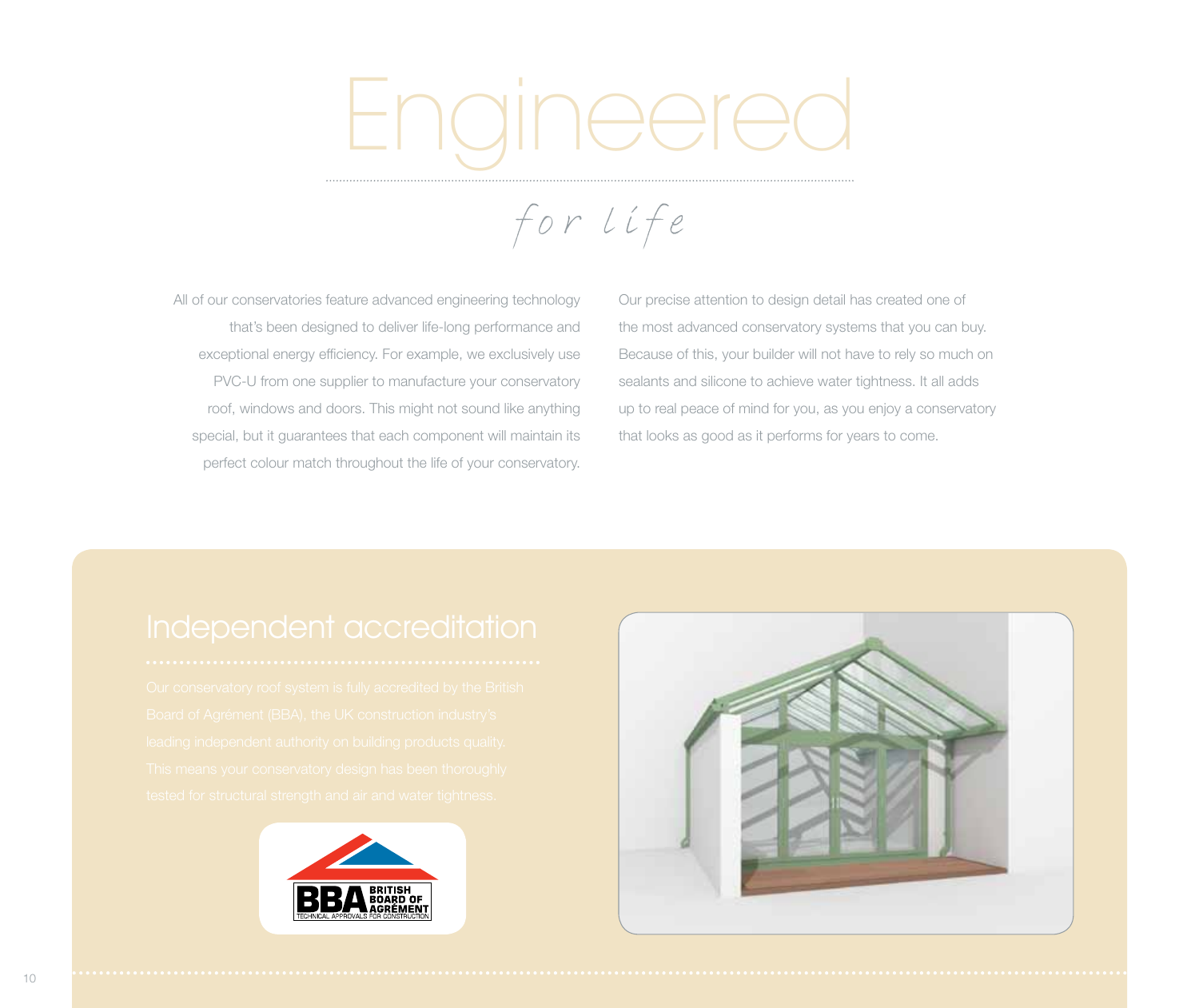# Engineered

*for life*

All of our conservatories feature advanced engineering technology that's been designed to deliver life-long performance and exceptional energy efficiency. For example, we exclusively use PVC-U from one supplier to manufacture your conservatory roof, windows and doors. This might not sound like anything special, but it guarantees that each component will maintain its perfect colour match throughout the life of your conservatory.

Our precise attention to design detail has created one of the most advanced conservatory systems that you can buy. Because of this, your builder will not have to rely so much on sealants and silicone to achieve water tightness. It all adds up to real peace of mind for you, as you enjoy a conservatory that looks as good as it performs for years to come.

## Independent accreditation

Our conservatory roof system is fully accredited by the British Board of Agrément (BBA), the UK construction industry's leading independent authority on building products quality. This means your conservatory design has been thoroughly tested for structural strength and air and water tightness.

BBA BRITISH BOARD OF AGRÉMENT
TECHNICAL APPROVALS FOR CONSTRUCTION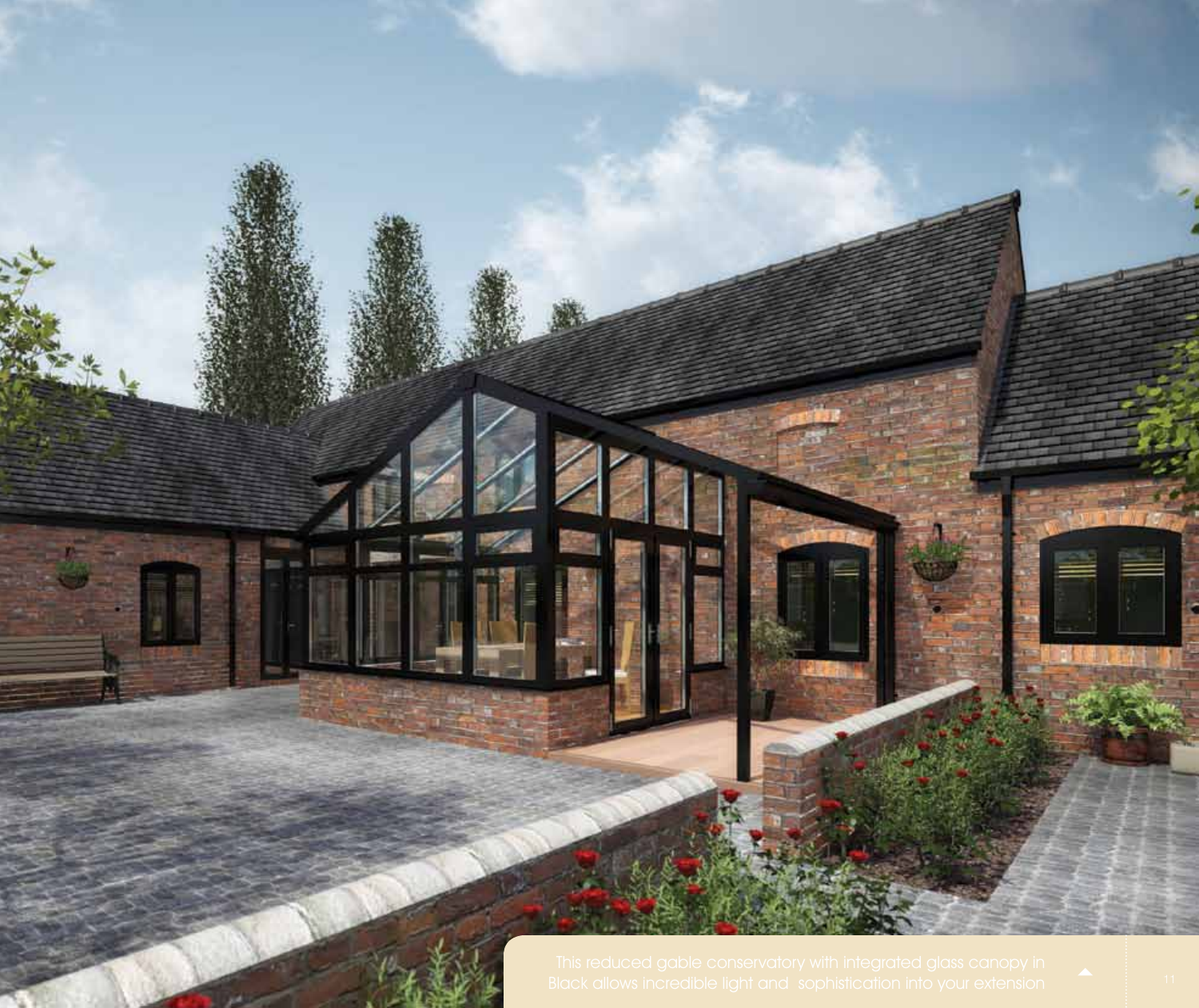This reduced gable conservatory with integrated glass canopy in Black allows incredible light and sophistication into your extension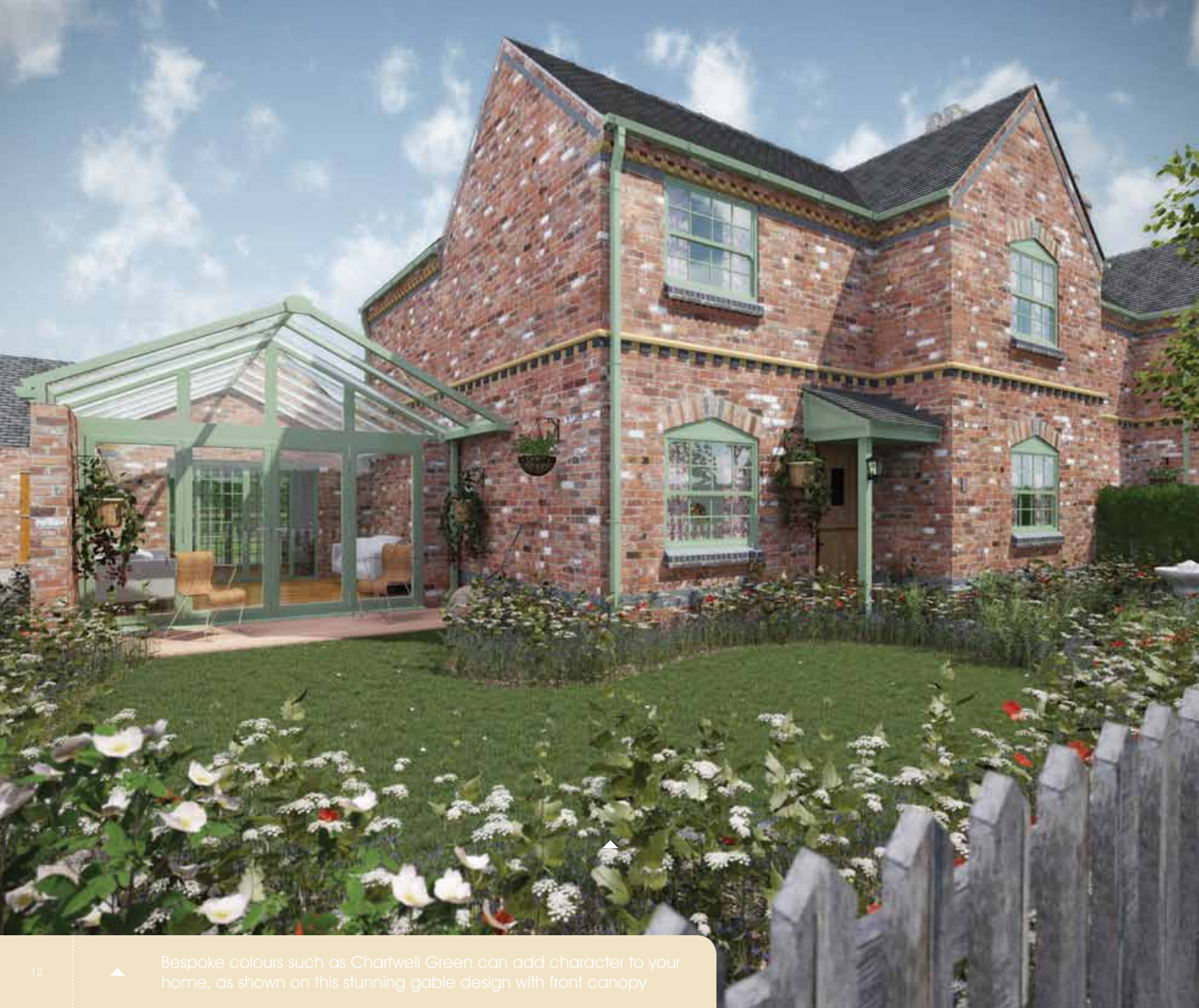Bespoke colours such as Chartwell Green can add character to your home, as shown on this stunning gable design with front canopy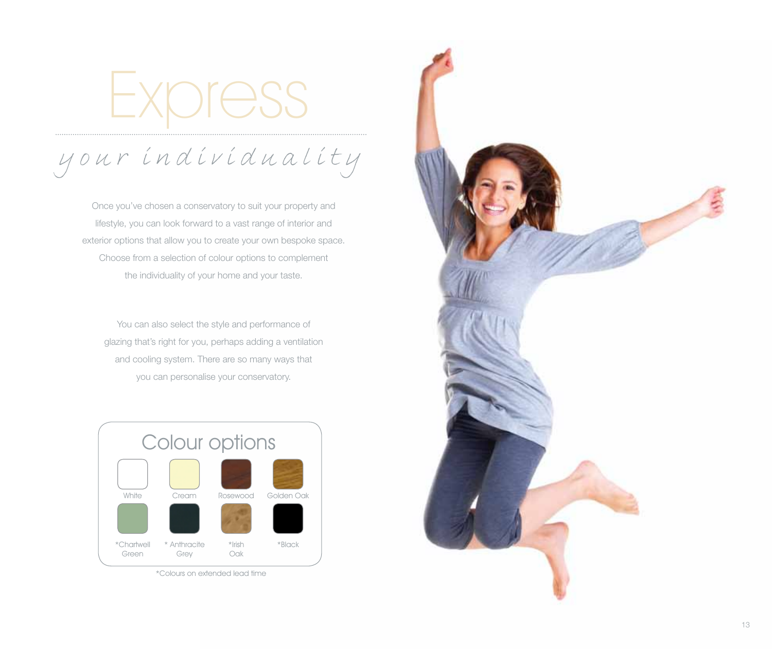# Express

## *your individuality*

Once you've chosen a conservatory to suit your property and lifestyle, you can look forward to a vast range of interior and exterior options that allow you to create your own bespoke space. Choose from a selection of colour options to complement the individuality of your home and your taste.

You can also select the style and performance of glazing that's right for you, perhaps adding a ventilation and cooling system. There are so many ways that you can personalise your conservatory.

### Colour options

- White
- Cream
- Rosewood
- Golden Oak
- *Chartwell Green
- * Anthracite Grey
- *Irish Oak
- *Black

*Colours on extended lead time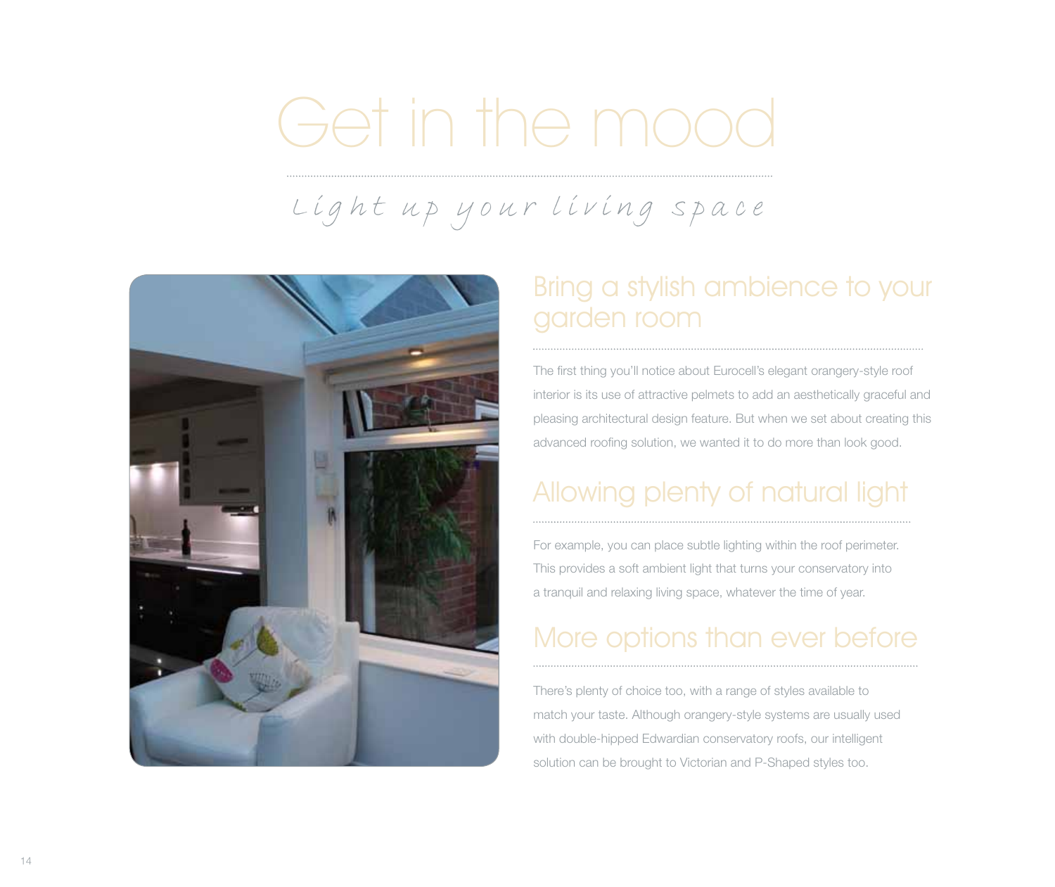# Get in the mood

*Light up your living space*

## Bring a stylish ambience to your garden room

The first thing you'll notice about Eurocell's elegant orangery-style roof interior is its use of attractive pelmets to add an aesthetically graceful and pleasing architectural design feature. But when we set about creating this advanced roofing solution, we wanted it to do more than look good.

## Allowing plenty of natural light

For example, you can place subtle lighting within the roof perimeter. This provides a soft ambient light that turns your conservatory into a tranquil and relaxing living space, whatever the time of year.

## More options than ever before

There's plenty of choice too, with a range of styles available to match your taste. Although orangery-style systems are usually used with double-hipped Edwardian conservatory roofs, our intelligent solution can be brought to Victorian and P-Shaped styles too.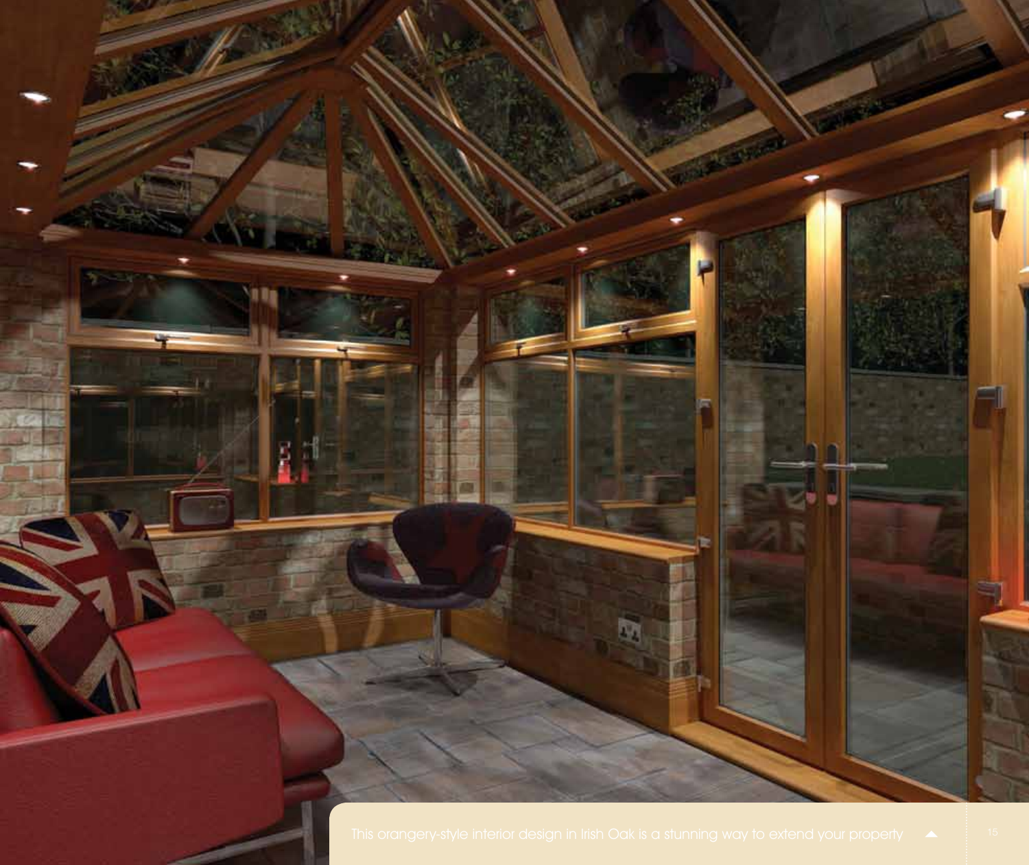This orangery-style interior design in Irish Oak is a stunning way to extend your property